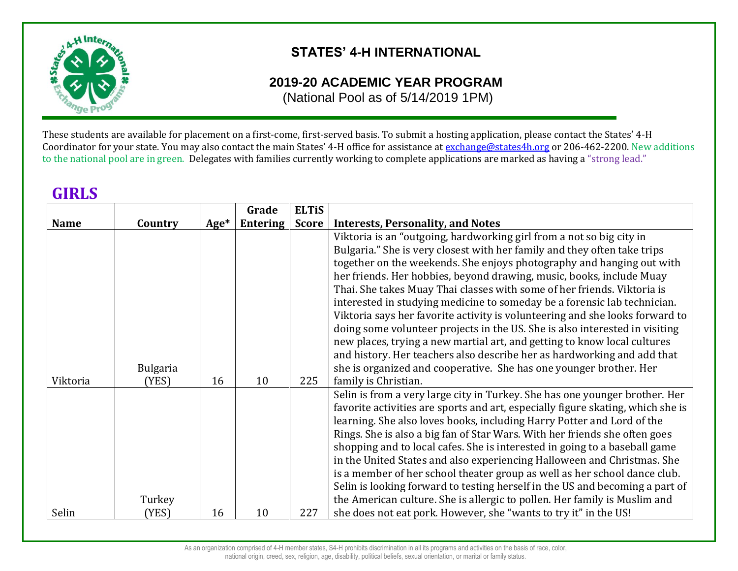# STATES' 4-H INTERNATIONAL

## 2019-20 ACADEMIC YEAR PROGRAM

(National Pool as of 5/14/2019 1PM)

These students are available for placement on a first-come, first-served basis. To submit a hosting application, please contact the States' 4-H Coordinator for your state. You may also contact the main States' 4-H office for assistance at exchange@states4h.org or 206-462-2200. New additions to the national pool are in green. Delegates with families currently working to complete applications are marked as having a "strong lead."

## GIRLS

| Name | Country | Age* | Grade Entering | ELTiS Score | Interests, Personality, and Notes |
|---|---|---|---|---|---|
| Viktoria | Bulgaria (YES) | 16 | 10 | 225 | Viktoria is an "outgoing, hardworking girl from a not so big city in Bulgaria." She is very closest with her family and they often take trips together on the weekends. She enjoys photography and hanging out with her friends. Her hobbies, beyond drawing, music, books, include Muay Thai. She takes Muay Thai classes with some of her friends. Viktoria is interested in studying medicine to someday be a forensic lab technician. Viktoria says her favorite activity is volunteering and she looks forward to doing some volunteer projects in the US. She is also interested in visiting new places, trying a new martial art, and getting to know local cultures and history. Her teachers also describe her as hardworking and add that she is organized and cooperative. She has one younger brother. Her family is Christian. |
| Selin | Turkey (YES) | 16 | 10 | 227 | Selin is from a very large city in Turkey. She has one younger brother. Her favorite activities are sports and art, especially figure skating, which she is learning. She also loves books, including Harry Potter and Lord of the Rings. She is also a big fan of Star Wars. With her friends she often goes shopping and to local cafes. She is interested in going to a baseball game in the United States and also experiencing Halloween and Christmas. She is a member of her school theater group as well as her school dance club. Selin is looking forward to testing herself in the US and becoming a part of the American culture. She is allergic to pollen. Her family is Muslim and she does not eat pork. However, she "wants to try it" in the US! |

As an organization comprised of 4-H member states, S4-H prohibits discrimination in all its programs and activities on the basis of race, color, national origin, creed, sex, religion, age, disability, political beliefs, sexual orientation, or marital or family status.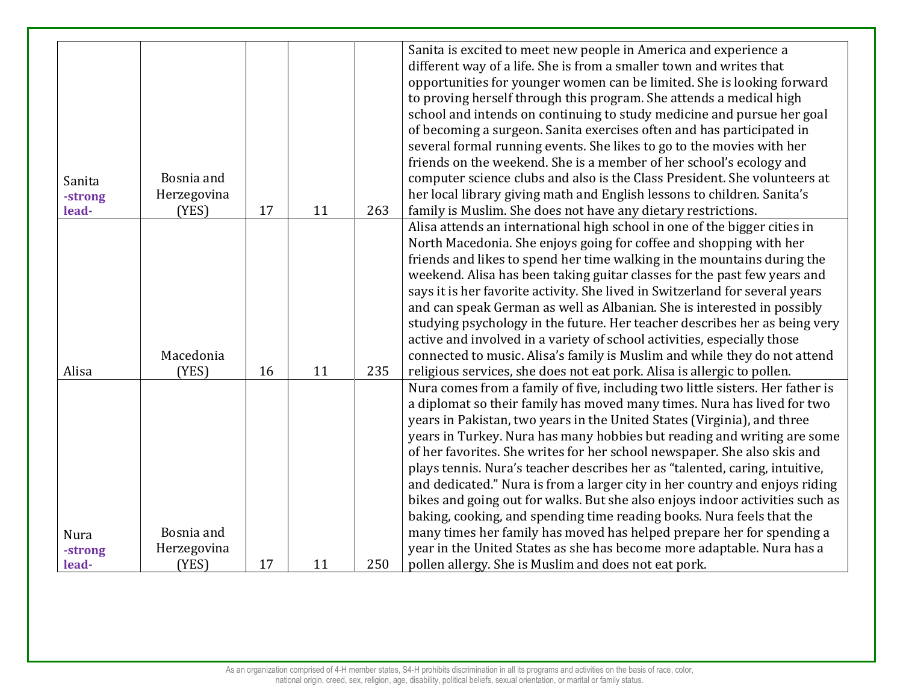| | | | | | |
|---|---|---|---|---|---|
| Sanita -strong lead- | Bosnia and Herzegovina (YES) | 17 | 11 | 263 | Sanita is excited to meet new people in America and experience a different way of a life. She is from a smaller town and writes that opportunities for younger women can be limited. She is looking forward to proving herself through this program. She attends a medical high school and intends on continuing to study medicine and pursue her goal of becoming a surgeon. Sanita exercises often and has participated in several formal running events. She likes to go to the movies with her friends on the weekend. She is a member of her school's ecology and computer science clubs and also is the Class President. She volunteers at her local library giving math and English lessons to children. Sanita's family is Muslim. She does not have any dietary restrictions. |
| Alisa | Macedonia (YES) | 16 | 11 | 235 | Alisa attends an international high school in one of the bigger cities in North Macedonia. She enjoys going for coffee and shopping with her friends and likes to spend her time walking in the mountains during the weekend. Alisa has been taking guitar classes for the past few years and says it is her favorite activity. She lived in Switzerland for several years and can speak German as well as Albanian. She is interested in possibly studying psychology in the future. Her teacher describes her as being very active and involved in a variety of school activities, especially those connected to music. Alisa's family is Muslim and while they do not attend religious services, she does not eat pork. Alisa is allergic to pollen. |
| Nura -strong lead- | Bosnia and Herzegovina (YES) | 17 | 11 | 250 | Nura comes from a family of five, including two little sisters. Her father is a diplomat so their family has moved many times. Nura has lived for two years in Pakistan, two years in the United States (Virginia), and three years in Turkey. Nura has many hobbies but reading and writing are some of her favorites. She writes for her school newspaper. She also skis and plays tennis. Nura's teacher describes her as "talented, caring, intuitive, and dedicated." Nura is from a larger city in her country and enjoys riding bikes and going out for walks. But she also enjoys indoor activities such as baking, cooking, and spending time reading books. Nura feels that the many times her family has moved has helped prepare her for spending a year in the United States as she has become more adaptable. Nura has a pollen allergy. She is Muslim and does not eat pork. |

As an organization comprised of 4-H member states, S4-H prohibits discrimination in all its programs and activities on the basis of race, color, national origin, creed, sex, religion, age, disability, political beliefs, sexual orientation, or marital or family status.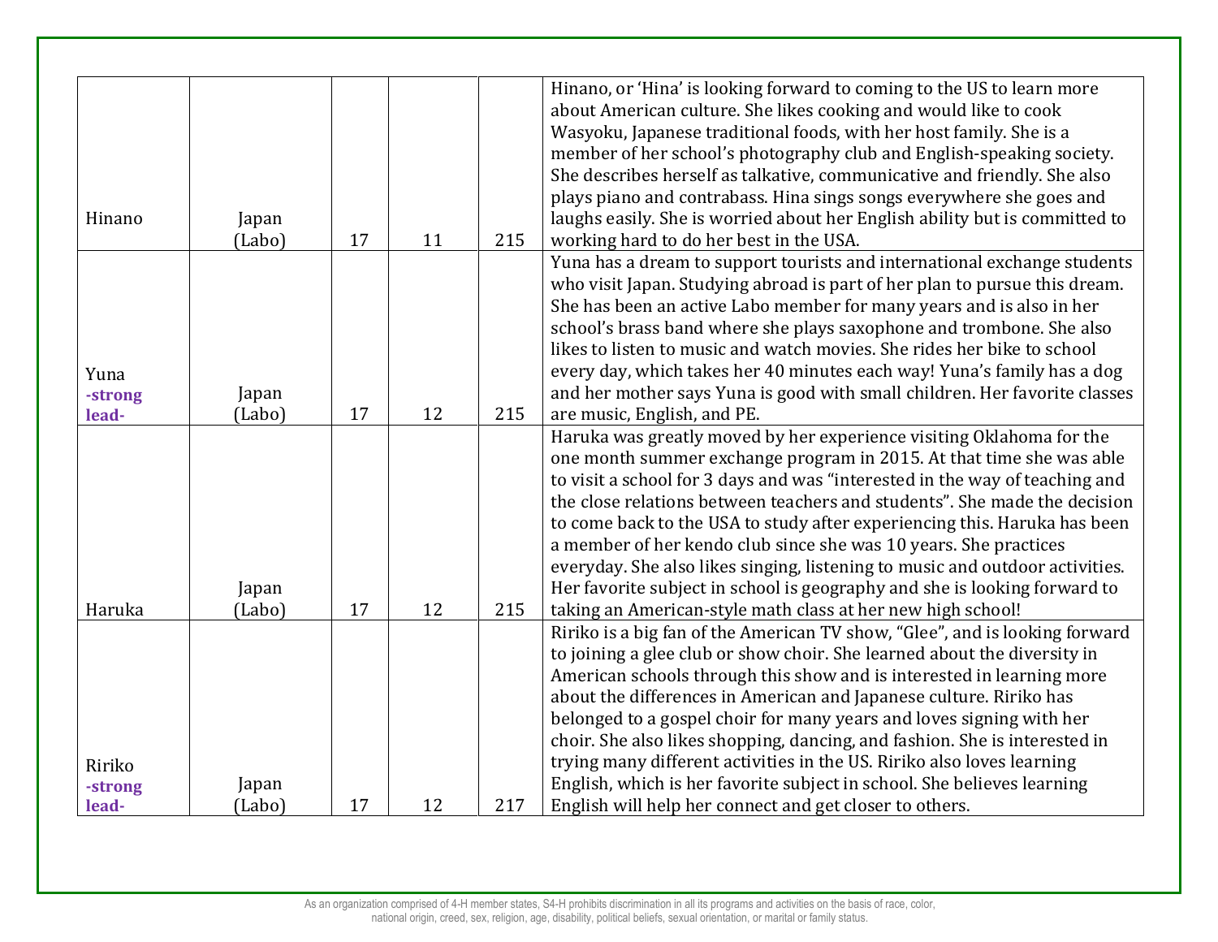| | | | | | |
|---|---|---|---|---|---|
| Hinano | Japan (Labo) | 17 | 11 | 215 | Hinano, or 'Hina' is looking forward to coming to the US to learn more about American culture. She likes cooking and would like to cook Wasyoku, Japanese traditional foods, with her host family. She is a member of her school's photography club and English-speaking society. She describes herself as talkative, communicative and friendly. She also plays piano and contrabass. Hina sings songs everywhere she goes and laughs easily. She is worried about her English ability but is committed to working hard to do her best in the USA. |
| Yuna -strong lead- | Japan (Labo) | 17 | 12 | 215 | Yuna has a dream to support tourists and international exchange students who visit Japan. Studying abroad is part of her plan to pursue this dream. She has been an active Labo member for many years and is also in her school's brass band where she plays saxophone and trombone. She also likes to listen to music and watch movies. She rides her bike to school every day, which takes her 40 minutes each way! Yuna's family has a dog and her mother says Yuna is good with small children. Her favorite classes are music, English, and PE. |
| Haruka | Japan (Labo) | 17 | 12 | 215 | Haruka was greatly moved by her experience visiting Oklahoma for the one month summer exchange program in 2015. At that time she was able to visit a school for 3 days and was "interested in the way of teaching and the close relations between teachers and students". She made the decision to come back to the USA to study after experiencing this. Haruka has been a member of her kendo club since she was 10 years. She practices everyday. She also likes singing, listening to music and outdoor activities. Her favorite subject in school is geography and she is looking forward to taking an American-style math class at her new high school! |
| Ririko -strong lead- | Japan (Labo) | 17 | 12 | 217 | Ririko is a big fan of the American TV show, "Glee", and is looking forward to joining a glee club or show choir. She learned about the diversity in American schools through this show and is interested in learning more about the differences in American and Japanese culture. Ririko has belonged to a gospel choir for many years and loves signing with her choir. She also likes shopping, dancing, and fashion. She is interested in trying many different activities in the US. Ririko also loves learning English, which is her favorite subject in school. She believes learning English will help her connect and get closer to others. |

As an organization comprised of 4-H member states, S4-H prohibits discrimination in all its programs and activities on the basis of race, color, national origin, creed, sex, religion, age, disability, political beliefs, sexual orientation, or marital or family status.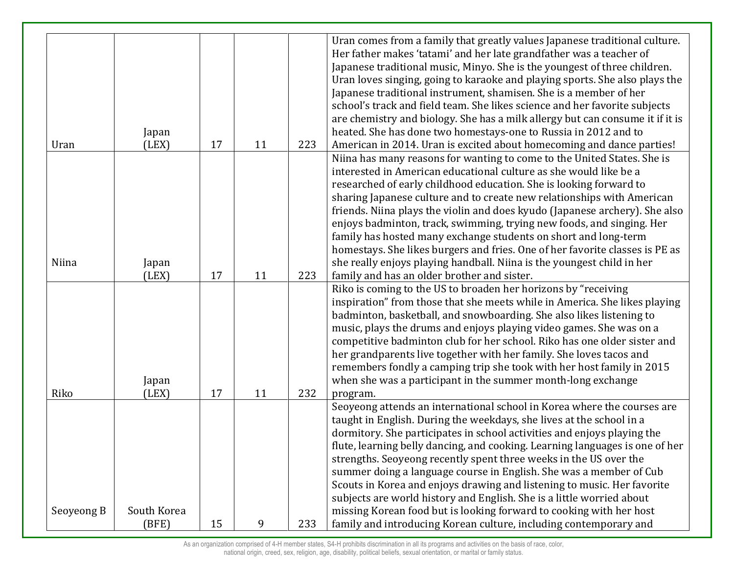| | | | | | |
|---|---|---|---|---|---|
| Uran | Japan (LEX) | 17 | 11 | 223 | Uran comes from a family that greatly values Japanese traditional culture. Her father makes 'tatami' and her late grandfather was a teacher of Japanese traditional music, Minyo. She is the youngest of three children. Uran loves singing, going to karaoke and playing sports. She also plays the Japanese traditional instrument, shamisen. She is a member of her school's track and field team. She likes science and her favorite subjects are chemistry and biology. She has a milk allergy but can consume it if it is heated. She has done two homestays-one to Russia in 2012 and to American in 2014. Uran is excited about homecoming and dance parties! |
| Niina | Japan (LEX) | 17 | 11 | 223 | Niina has many reasons for wanting to come to the United States. She is interested in American educational culture as she would like be a researched of early childhood education. She is looking forward to sharing Japanese culture and to create new relationships with American friends. Niina plays the violin and does kyudo (Japanese archery). She also enjoys badminton, track, swimming, trying new foods, and singing. Her family has hosted many exchange students on short and long-term homestays. She likes burgers and fries. One of her favorite classes is PE as she really enjoys playing handball. Niina is the youngest child in her family and has an older brother and sister. |
| Riko | Japan (LEX) | 17 | 11 | 232 | Riko is coming to the US to broaden her horizons by "receiving inspiration" from those that she meets while in America. She likes playing badminton, basketball, and snowboarding. She also likes listening to music, plays the drums and enjoys playing video games. She was on a competitive badminton club for her school. Riko has one older sister and her grandparents live together with her family. She loves tacos and remembers fondly a camping trip she took with her host family in 2015 when she was a participant in the summer month-long exchange program. |
| Seoyeong B | South Korea (BFE) | 15 | 9 | 233 | Seoyeong attends an international school in Korea where the courses are taught in English. During the weekdays, she lives at the school in a dormitory. She participates in school activities and enjoys playing the flute, learning belly dancing, and cooking. Learning languages is one of her strengths. Seoyeong recently spent three weeks in the US over the summer doing a language course in English. She was a member of Cub Scouts in Korea and enjoys drawing and listening to music. Her favorite subjects are world history and English. She is a little worried about missing Korean food but is looking forward to cooking with her host family and introducing Korean culture, including contemporary and |

As an organization comprised of 4-H member states, S4-H prohibits discrimination in all its programs and activities on the basis of race, color, national origin, creed, sex, religion, age, disability, political beliefs, sexual orientation, or marital or family status.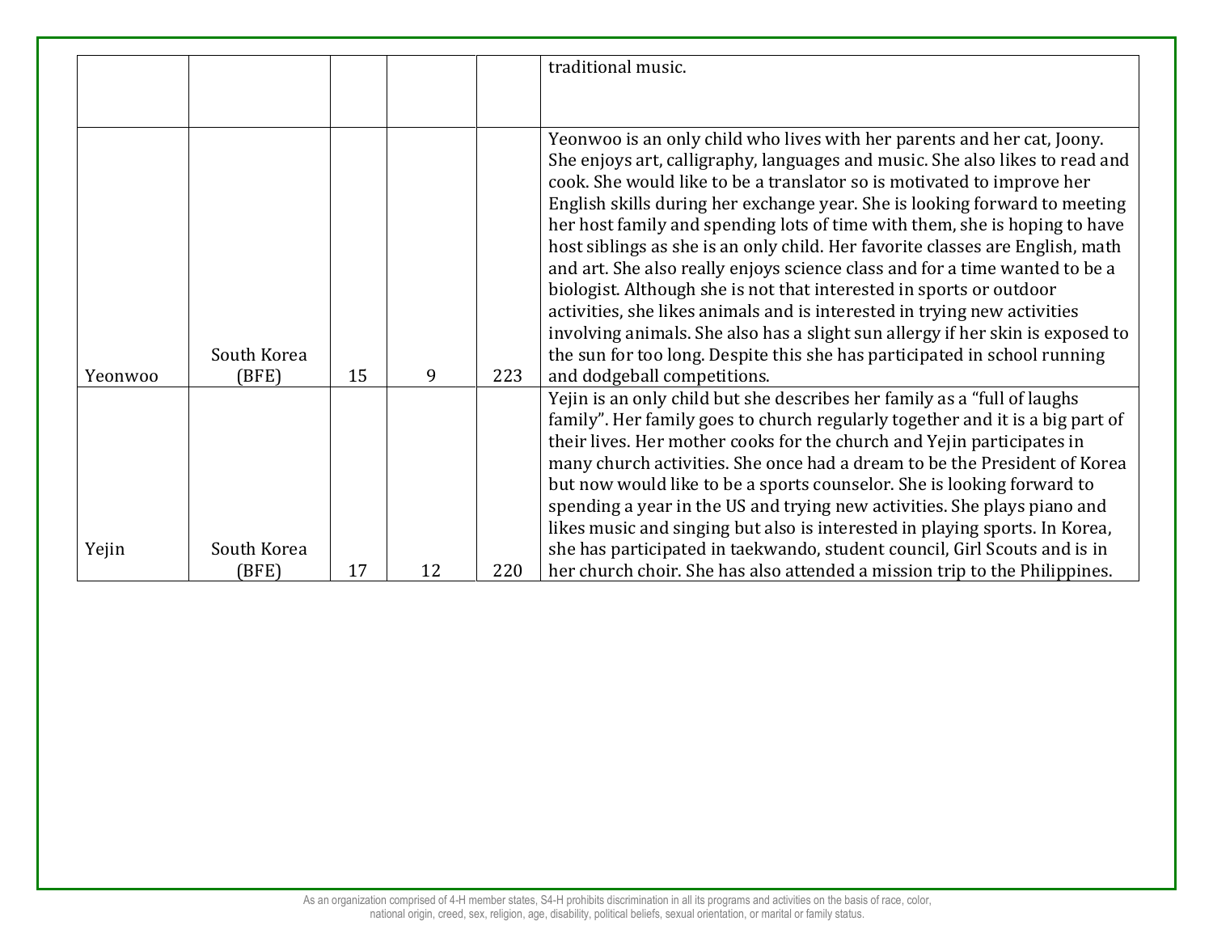| | | | | | |
|---|---|---|---|---|---|
| | | | | | traditional music. |
| Yeonwoo | South Korea (BFE) | 15 | 9 | 223 | Yeonwoo is an only child who lives with her parents and her cat, Joony. She enjoys art, calligraphy, languages and music. She also likes to read and cook. She would like to be a translator so is motivated to improve her English skills during her exchange year. She is looking forward to meeting her host family and spending lots of time with them, she is hoping to have host siblings as she is an only child. Her favorite classes are English, math and art. She also really enjoys science class and for a time wanted to be a biologist. Although she is not that interested in sports or outdoor activities, she likes animals and is interested in trying new activities involving animals. She also has a slight sun allergy if her skin is exposed to the sun for too long. Despite this she has participated in school running and dodgeball competitions. |
| Yejin | South Korea (BFE) | 17 | 12 | 220 | Yejin is an only child but she describes her family as a "full of laughs family". Her family goes to church regularly together and it is a big part of their lives. Her mother cooks for the church and Yejin participates in many church activities. She once had a dream to be the President of Korea but now would like to be a sports counselor. She is looking forward to spending a year in the US and trying new activities. She plays piano and likes music and singing but also is interested in playing sports. In Korea, she has participated in taekwando, student council, Girl Scouts and is in her church choir. She has also attended a mission trip to the Philippines. |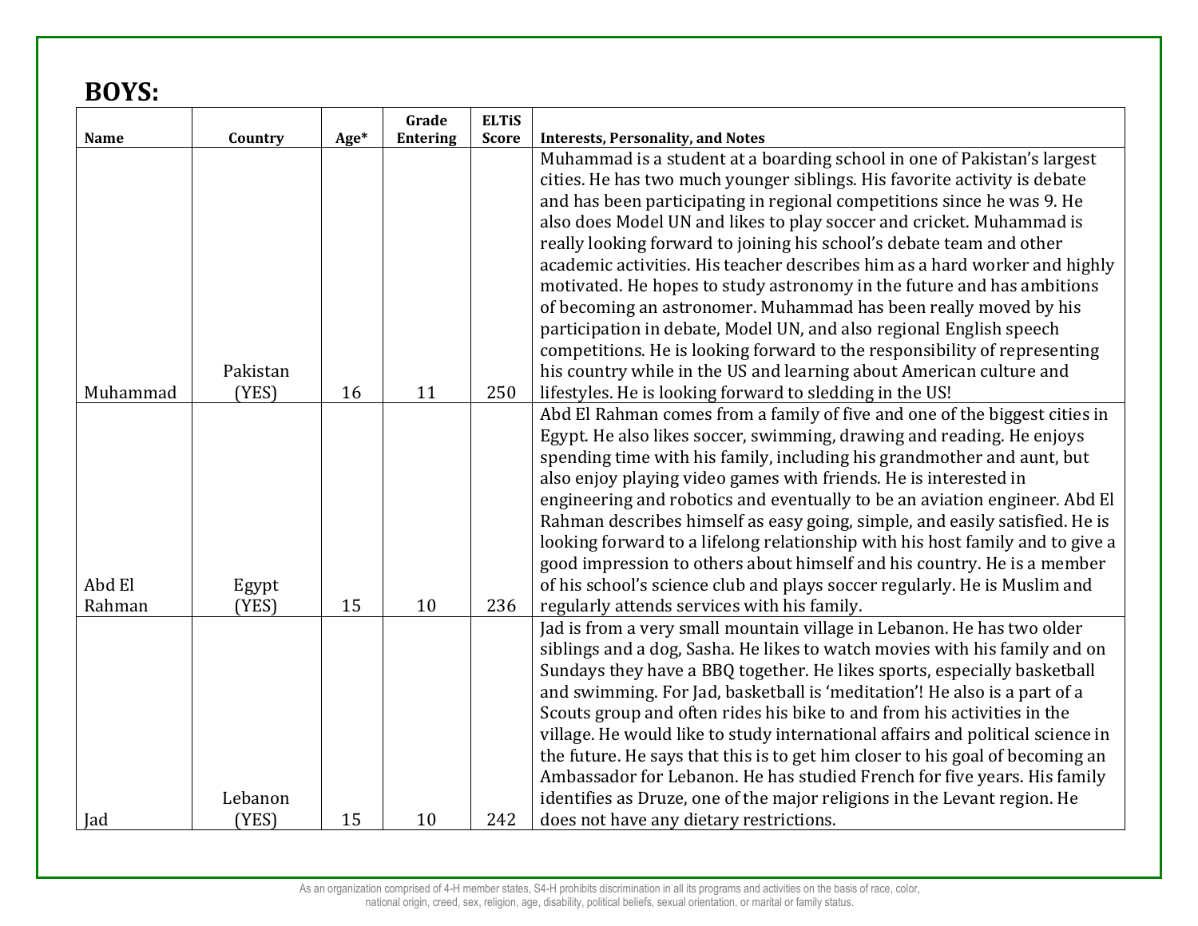## BOYS:

| Name | Country | Age* | Grade Entering | ELTiS Score | Interests, Personality, and Notes |
|---|---|---|---|---|---|
| Muhammad | Pakistan (YES) | 16 | 11 | 250 | Muhammad is a student at a boarding school in one of Pakistan's largest cities. He has two much younger siblings. His favorite activity is debate and has been participating in regional competitions since he was 9. He also does Model UN and likes to play soccer and cricket. Muhammad is really looking forward to joining his school's debate team and other academic activities. His teacher describes him as a hard worker and highly motivated. He hopes to study astronomy in the future and has ambitions of becoming an astronomer. Muhammad has been really moved by his participation in debate, Model UN, and also regional English speech competitions. He is looking forward to the responsibility of representing his country while in the US and learning about American culture and lifestyles. He is looking forward to sledding in the US! |
| Abd El Rahman | Egypt (YES) | 15 | 10 | 236 | Abd El Rahman comes from a family of five and one of the biggest cities in Egypt. He also likes soccer, swimming, drawing and reading. He enjoys spending time with his family, including his grandmother and aunt, but also enjoy playing video games with friends. He is interested in engineering and robotics and eventually to be an aviation engineer. Abd El Rahman describes himself as easy going, simple, and easily satisfied. He is looking forward to a lifelong relationship with his host family and to give a good impression to others about himself and his country. He is a member of his school's science club and plays soccer regularly. He is Muslim and regularly attends services with his family. |
| Jad | Lebanon (YES) | 15 | 10 | 242 | Jad is from a very small mountain village in Lebanon. He has two older siblings and a dog, Sasha. He likes to watch movies with his family and on Sundays they have a BBQ together. He likes sports, especially basketball and swimming. For Jad, basketball is 'meditation'! He also is a part of a Scouts group and often rides his bike to and from his activities in the village. He would like to study international affairs and political science in the future. He says that this is to get him closer to his goal of becoming an Ambassador for Lebanon. He has studied French for five years. His family identifies as Druze, one of the major religions in the Levant region. He does not have any dietary restrictions. |

As an organization comprised of 4-H member states, S4-H prohibits discrimination in all its programs and activities on the basis of race, color, national origin, creed, sex, religion, age, disability, political beliefs, sexual orientation, or marital or family status.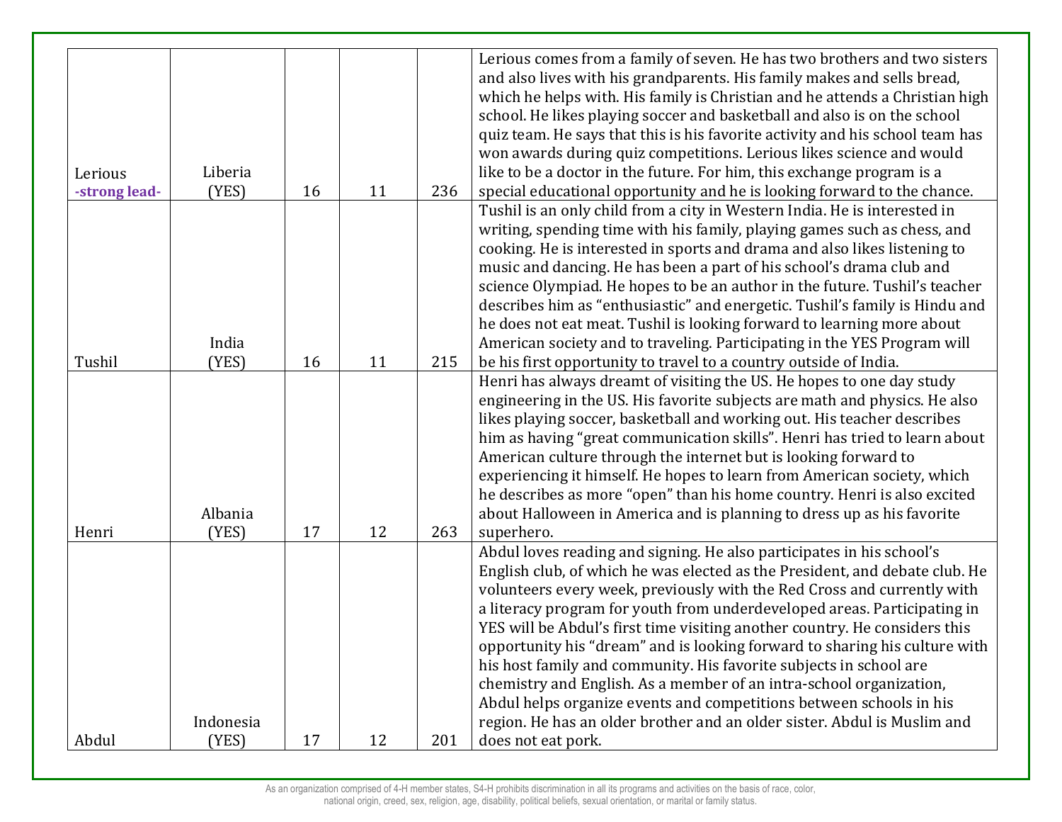| | | | | | |
|---|---|---|---|---|---|
| Lerious **-strong lead-** | Liberia (YES) | 16 | 11 | 236 | Lerious comes from a family of seven. He has two brothers and two sisters and also lives with his grandparents. His family makes and sells bread, which he helps with. His family is Christian and he attends a Christian high school. He likes playing soccer and basketball and also is on the school quiz team. He says that this is his favorite activity and his school team has won awards during quiz competitions. Lerious likes science and would like to be a doctor in the future. For him, this exchange program is a special educational opportunity and he is looking forward to the chance. |
| Tushil | India (YES) | 16 | 11 | 215 | Tushil is an only child from a city in Western India. He is interested in writing, spending time with his family, playing games such as chess, and cooking. He is interested in sports and drama and also likes listening to music and dancing. He has been a part of his school's drama club and science Olympiad. He hopes to be an author in the future. Tushil's teacher describes him as "enthusiastic" and energetic. Tushil's family is Hindu and he does not eat meat. Tushil is looking forward to learning more about American society and to traveling. Participating in the YES Program will be his first opportunity to travel to a country outside of India. |
| Henri | Albania (YES) | 17 | 12 | 263 | Henri has always dreamt of visiting the US. He hopes to one day study engineering in the US. His favorite subjects are math and physics. He also likes playing soccer, basketball and working out. His teacher describes him as having "great communication skills". Henri has tried to learn about American culture through the internet but is looking forward to experiencing it himself. He hopes to learn from American society, which he describes as more "open" than his home country. Henri is also excited about Halloween in America and is planning to dress up as his favorite superhero. |
| Abdul | Indonesia (YES) | 17 | 12 | 201 | Abdul loves reading and signing. He also participates in his school's English club, of which he was elected as the President, and debate club. He volunteers every week, previously with the Red Cross and currently with a literacy program for youth from underdeveloped areas. Participating in YES will be Abdul's first time visiting another country. He considers this opportunity his "dream" and is looking forward to sharing his culture with his host family and community. His favorite subjects in school are chemistry and English. As a member of an intra-school organization, Abdul helps organize events and competitions between schools in his region. He has an older brother and an older sister. Abdul is Muslim and does not eat pork. |

As an organization comprised of 4-H member states, S4-H prohibits discrimination in all its programs and activities on the basis of race, color, national origin, creed, sex, religion, age, disability, political beliefs, sexual orientation, or marital or family status.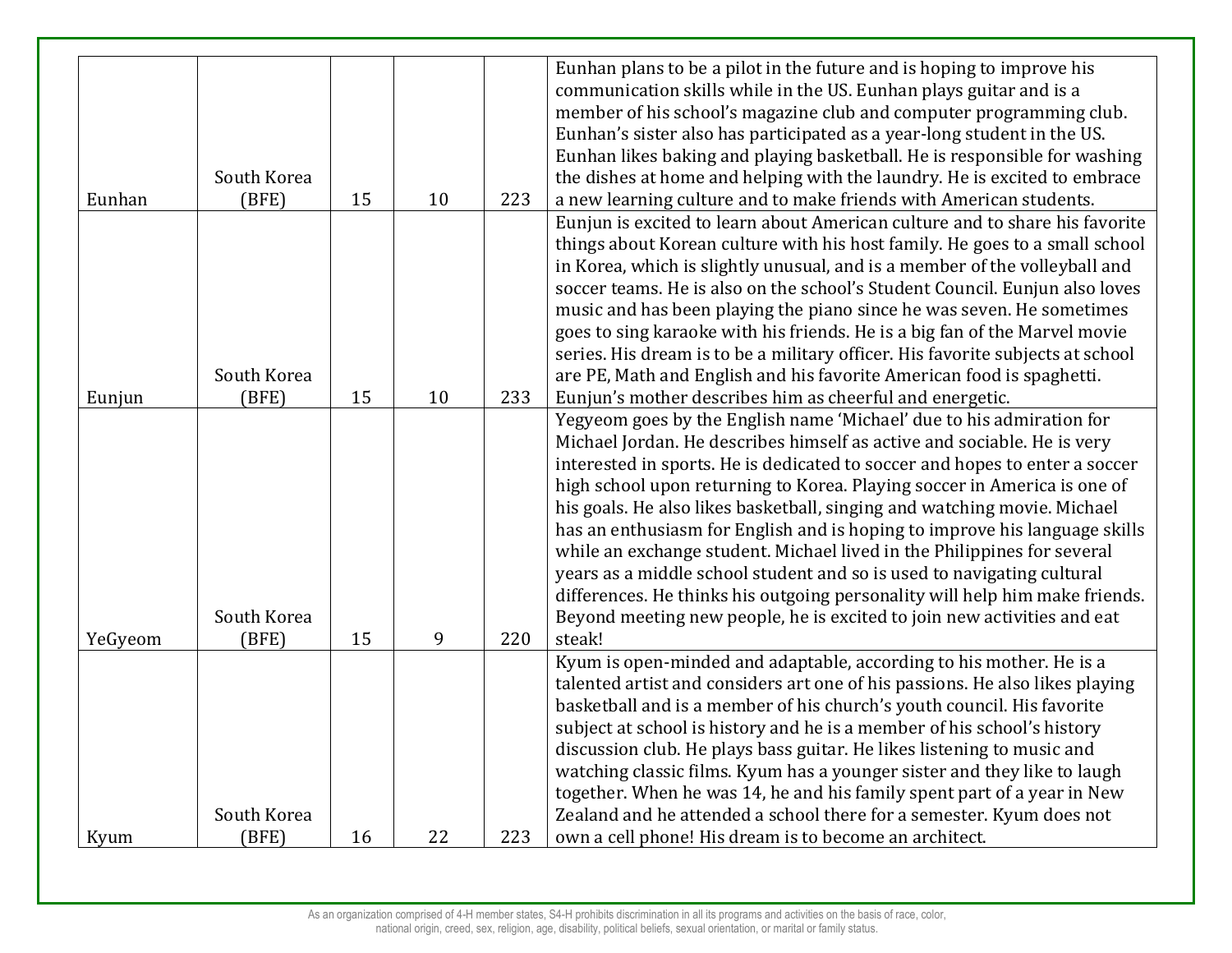| | | | | | |
|---|---|---|---|---|---|
| Eunhan | South Korea (BFE) | 15 | 10 | 223 | Eunhan plans to be a pilot in the future and is hoping to improve his communication skills while in the US. Eunhan plays guitar and is a member of his school's magazine club and computer programming club. Eunhan's sister also has participated as a year-long student in the US. Eunhan likes baking and playing basketball. He is responsible for washing the dishes at home and helping with the laundry. He is excited to embrace a new learning culture and to make friends with American students. |
| Eunjun | South Korea (BFE) | 15 | 10 | 233 | Eunjun is excited to learn about American culture and to share his favorite things about Korean culture with his host family. He goes to a small school in Korea, which is slightly unusual, and is a member of the volleyball and soccer teams. He is also on the school's Student Council. Eunjun also loves music and has been playing the piano since he was seven. He sometimes goes to sing karaoke with his friends. He is a big fan of the Marvel movie series. His dream is to be a military officer. His favorite subjects at school are PE, Math and English and his favorite American food is spaghetti. Eunjun's mother describes him as cheerful and energetic. |
| YeGyeom | South Korea (BFE) | 15 | 9 | 220 | Yegyeom goes by the English name 'Michael' due to his admiration for Michael Jordan. He describes himself as active and sociable. He is very interested in sports. He is dedicated to soccer and hopes to enter a soccer high school upon returning to Korea. Playing soccer in America is one of his goals. He also likes basketball, singing and watching movie. Michael has an enthusiasm for English and is hoping to improve his language skills while an exchange student. Michael lived in the Philippines for several years as a middle school student and so is used to navigating cultural differences. He thinks his outgoing personality will help him make friends. Beyond meeting new people, he is excited to join new activities and eat steak! |
| Kyum | South Korea (BFE) | 16 | 22 | 223 | Kyum is open-minded and adaptable, according to his mother. He is a talented artist and considers art one of his passions. He also likes playing basketball and is a member of his church's youth council. His favorite subject at school is history and he is a member of his school's history discussion club. He plays bass guitar. He likes listening to music and watching classic films. Kyum has a younger sister and they like to laugh together. When he was 14, he and his family spent part of a year in New Zealand and he attended a school there for a semester. Kyum does not own a cell phone! His dream is to become an architect. |

As an organization comprised of 4-H member states, S4-H prohibits discrimination in all its programs and activities on the basis of race, color, national origin, creed, sex, religion, age, disability, political beliefs, sexual orientation, or marital or family status.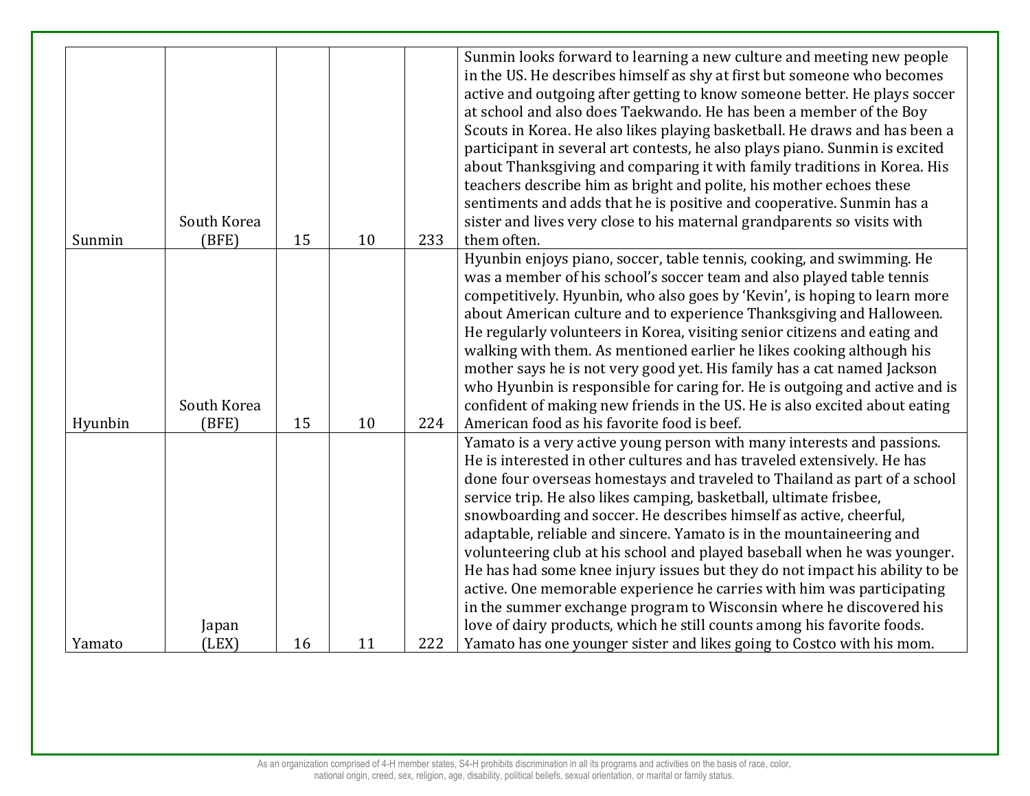| | | | | | |
|---|---|---|---|---|---|
| Sunmin | South Korea (BFE) | 15 | 10 | 233 | Sunmin looks forward to learning a new culture and meeting new people in the US. He describes himself as shy at first but someone who becomes active and outgoing after getting to know someone better. He plays soccer at school and also does Taekwando. He has been a member of the Boy Scouts in Korea. He also likes playing basketball. He draws and has been a participant in several art contests, he also plays piano. Sunmin is excited about Thanksgiving and comparing it with family traditions in Korea. His teachers describe him as bright and polite, his mother echoes these sentiments and adds that he is positive and cooperative. Sunmin has a sister and lives very close to his maternal grandparents so visits with them often. |
| Hyunbin | South Korea (BFE) | 15 | 10 | 224 | Hyunbin enjoys piano, soccer, table tennis, cooking, and swimming. He was a member of his school's soccer team and also played table tennis competitively. Hyunbin, who also goes by 'Kevin', is hoping to learn more about American culture and to experience Thanksgiving and Halloween. He regularly volunteers in Korea, visiting senior citizens and eating and walking with them. As mentioned earlier he likes cooking although his mother says he is not very good yet. His family has a cat named Jackson who Hyunbin is responsible for caring for. He is outgoing and active and is confident of making new friends in the US. He is also excited about eating American food as his favorite food is beef. |
| Yamato | Japan (LEX) | 16 | 11 | 222 | Yamato is a very active young person with many interests and passions. He is interested in other cultures and has traveled extensively. He has done four overseas homestays and traveled to Thailand as part of a school service trip. He also likes camping, basketball, ultimate frisbee, snowboarding and soccer. He describes himself as active, cheerful, adaptable, reliable and sincere. Yamato is in the mountaineering and volunteering club at his school and played baseball when he was younger. He has had some knee injury issues but they do not impact his ability to be active. One memorable experience he carries with him was participating in the summer exchange program to Wisconsin where he discovered his love of dairy products, which he still counts among his favorite foods. Yamato has one younger sister and likes going to Costco with his mom. |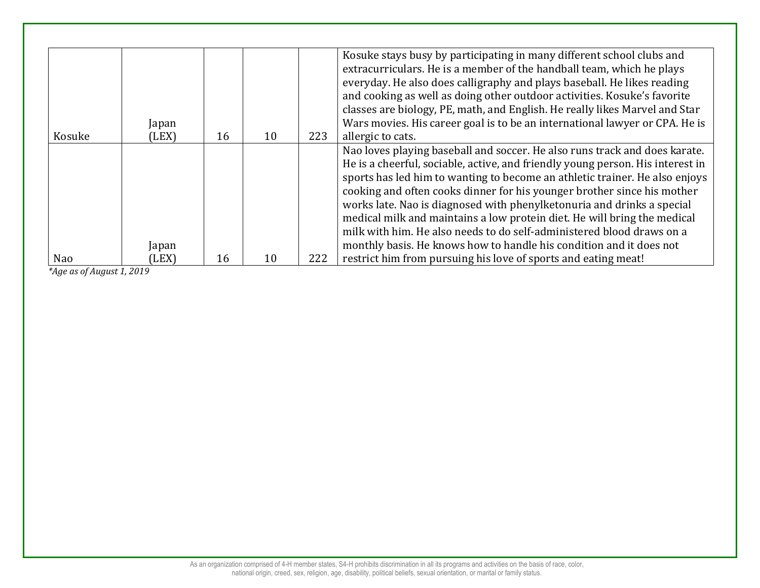| | | | | | |
|---|---|---|---|---|---|
| Kosuke | Japan (LEX) | 16 | 10 | 223 | Kosuke stays busy by participating in many different school clubs and extracurriculars. He is a member of the handball team, which he plays everyday. He also does calligraphy and plays baseball. He likes reading and cooking as well as doing other outdoor activities. Kosuke's favorite classes are biology, PE, math, and English. He really likes Marvel and Star Wars movies. His career goal is to be an international lawyer or CPA. He is allergic to cats. |
| Nao | Japan (LEX) | 16 | 10 | 222 | Nao loves playing baseball and soccer. He also runs track and does karate. He is a cheerful, sociable, active, and friendly young person. His interest in sports has led him to wanting to become an athletic trainer. He also enjoys cooking and often cooks dinner for his younger brother since his mother works late. Nao is diagnosed with phenylketonuria and drinks a special medical milk and maintains a low protein diet. He will bring the medical milk with him. He also needs to do self-administered blood draws on a monthly basis. He knows how to handle his condition and it does not restrict him from pursuing his love of sports and eating meat! |

*\*Age as of August 1, 2019*

As an organization comprised of 4-H member states, S4-H prohibits discrimination in all its programs and activities on the basis of race, color, national origin, creed, sex, religion, age, disability, political beliefs, sexual orientation, or marital or family status.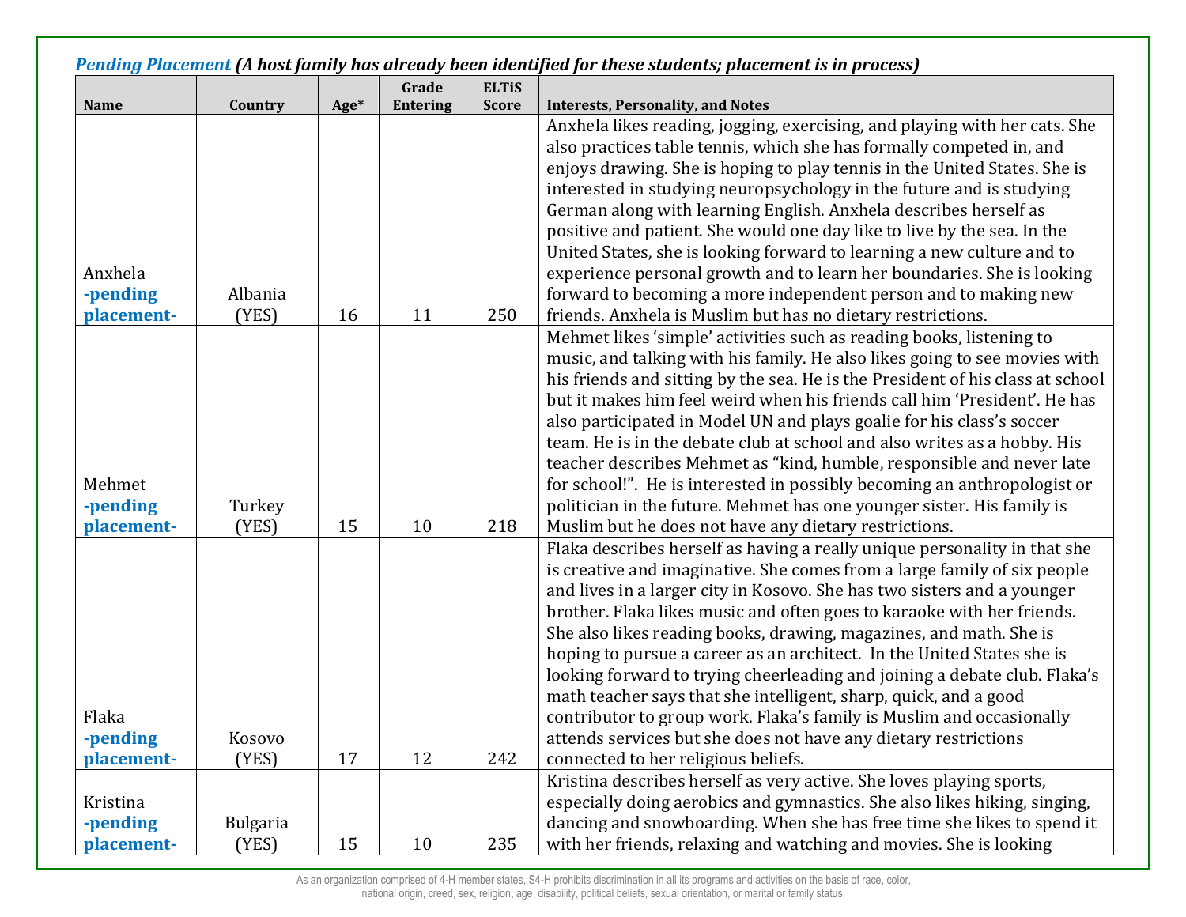***Pending Placement*** ***(A host family has already been identified for these students; placement is in process)***

| Name | Country | Age* | Grade Entering | ELTiS Score | Interests, Personality, and Notes |
|---|---|---|---|---|---|
| Anxhela **-pending placement-** | Albania (YES) | 16 | 11 | 250 | Anxhela likes reading, jogging, exercising, and playing with her cats. She also practices table tennis, which she has formally competed in, and enjoys drawing. She is hoping to play tennis in the United States. She is interested in studying neuropsychology in the future and is studying German along with learning English. Anxhela describes herself as positive and patient. She would one day like to live by the sea. In the United States, she is looking forward to learning a new culture and to experience personal growth and to learn her boundaries. She is looking forward to becoming a more independent person and to making new friends. Anxhela is Muslim but has no dietary restrictions. |
| Mehmet **-pending placement-** | Turkey (YES) | 15 | 10 | 218 | Mehmet likes 'simple' activities such as reading books, listening to music, and talking with his family. He also likes going to see movies with his friends and sitting by the sea. He is the President of his class at school but it makes him feel weird when his friends call him 'President'. He has also participated in Model UN and plays goalie for his class's soccer team. He is in the debate club at school and also writes as a hobby. His teacher describes Mehmet as "kind, humble, responsible and never late for school!". He is interested in possibly becoming an anthropologist or politician in the future. Mehmet has one younger sister. His family is Muslim but he does not have any dietary restrictions. |
| Flaka **-pending placement-** | Kosovo (YES) | 17 | 12 | 242 | Flaka describes herself as having a really unique personality in that she is creative and imaginative. She comes from a large family of six people and lives in a larger city in Kosovo. She has two sisters and a younger brother. Flaka likes music and often goes to karaoke with her friends. She also likes reading books, drawing, magazines, and math. She is hoping to pursue a career as an architect. In the United States she is looking forward to trying cheerleading and joining a debate club. Flaka's math teacher says that she intelligent, sharp, quick, and a good contributor to group work. Flaka's family is Muslim and occasionally attends services but she does not have any dietary restrictions connected to her religious beliefs. |
| Kristina **-pending placement-** | Bulgaria (YES) | 15 | 10 | 235 | Kristina describes herself as very active. She loves playing sports, especially doing aerobics and gymnastics. She also likes hiking, singing, dancing and snowboarding. When she has free time she likes to spend it with her friends, relaxing and watching and movies. She is looking |

As an organization comprised of 4-H member states, S4-H prohibits discrimination in all its programs and activities on the basis of race, color, national origin, creed, sex, religion, age, disability, political beliefs, sexual orientation, or marital or family status.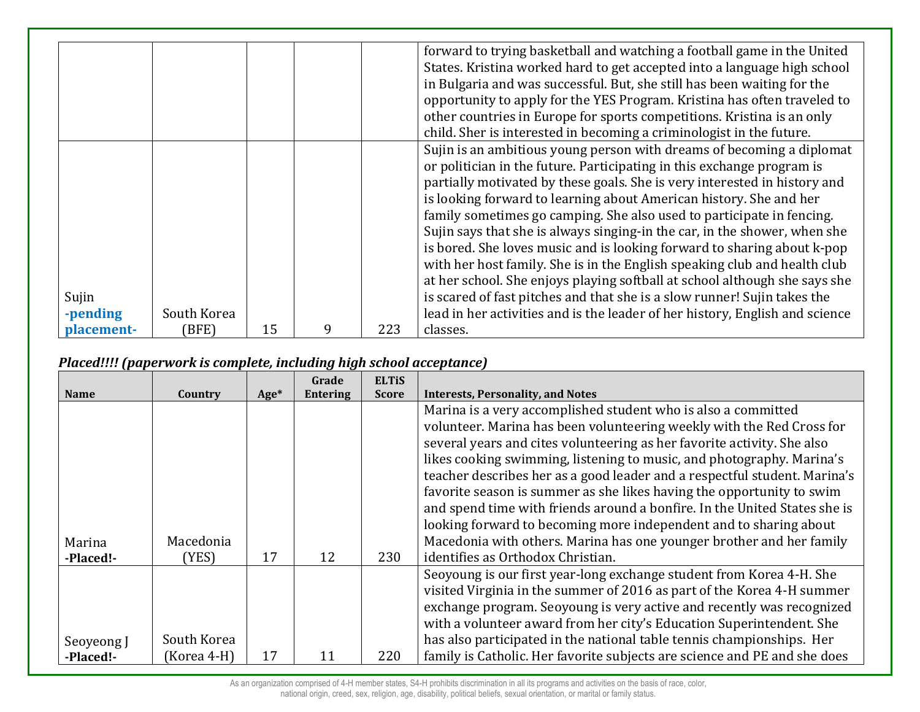| | | | | | |
|---|---|---|---|---|---|
| | | | | | forward to trying basketball and watching a football game in the United States. Kristina worked hard to get accepted into a language high school in Bulgaria and was successful. But, she still has been waiting for the opportunity to apply for the YES Program. Kristina has often traveled to other countries in Europe for sports competitions. Kristina is an only child. Sher is interested in becoming a criminologist in the future. |
| Sujin **-pending placement-** | South Korea (BFE) | 15 | 9 | 223 | Sujin is an ambitious young person with dreams of becoming a diplomat or politician in the future. Participating in this exchange program is partially motivated by these goals. She is very interested in history and is looking forward to learning about American history. She and her family sometimes go camping. She also used to participate in fencing. Sujin says that she is always singing-in the car, in the shower, when she is bored. She loves music and is looking forward to sharing about k-pop with her host family. She is in the English speaking club and health club at her school. She enjoys playing softball at school although she says she is scared of fast pitches and that she is a slow runner! Sujin takes the lead in her activities and is the leader of her history, English and science classes. |

***Placed!!!! (paperwork is complete, including high school acceptance)***

| Name | Country | Age* | Grade Entering | ELTiS Score | Interests, Personality, and Notes |
|---|---|---|---|---|---|
| Marina **-Placed!-** | Macedonia (YES) | 17 | 12 | 230 | Marina is a very accomplished student who is also a committed volunteer. Marina has been volunteering weekly with the Red Cross for several years and cites volunteering as her favorite activity. She also likes cooking swimming, listening to music, and photography. Marina's teacher describes her as a good leader and a respectful student. Marina's favorite season is summer as she likes having the opportunity to swim and spend time with friends around a bonfire. In the United States she is looking forward to becoming more independent and to sharing about Macedonia with others. Marina has one younger brother and her family identifies as Orthodox Christian. |
| Seoyeong J **-Placed!-** | South Korea (Korea 4-H) | 17 | 11 | 220 | Seoyoung is our first year-long exchange student from Korea 4-H. She visited Virginia in the summer of 2016 as part of the Korea 4-H summer exchange program. Seoyoung is very active and recently was recognized with a volunteer award from her city's Education Superintendent. She has also participated in the national table tennis championships. Her family is Catholic. Her favorite subjects are science and PE and she does |

As an organization comprised of 4-H member states, S4-H prohibits discrimination in all its programs and activities on the basis of race, color, national origin, creed, sex, religion, age, disability, political beliefs, sexual orientation, or marital or family status.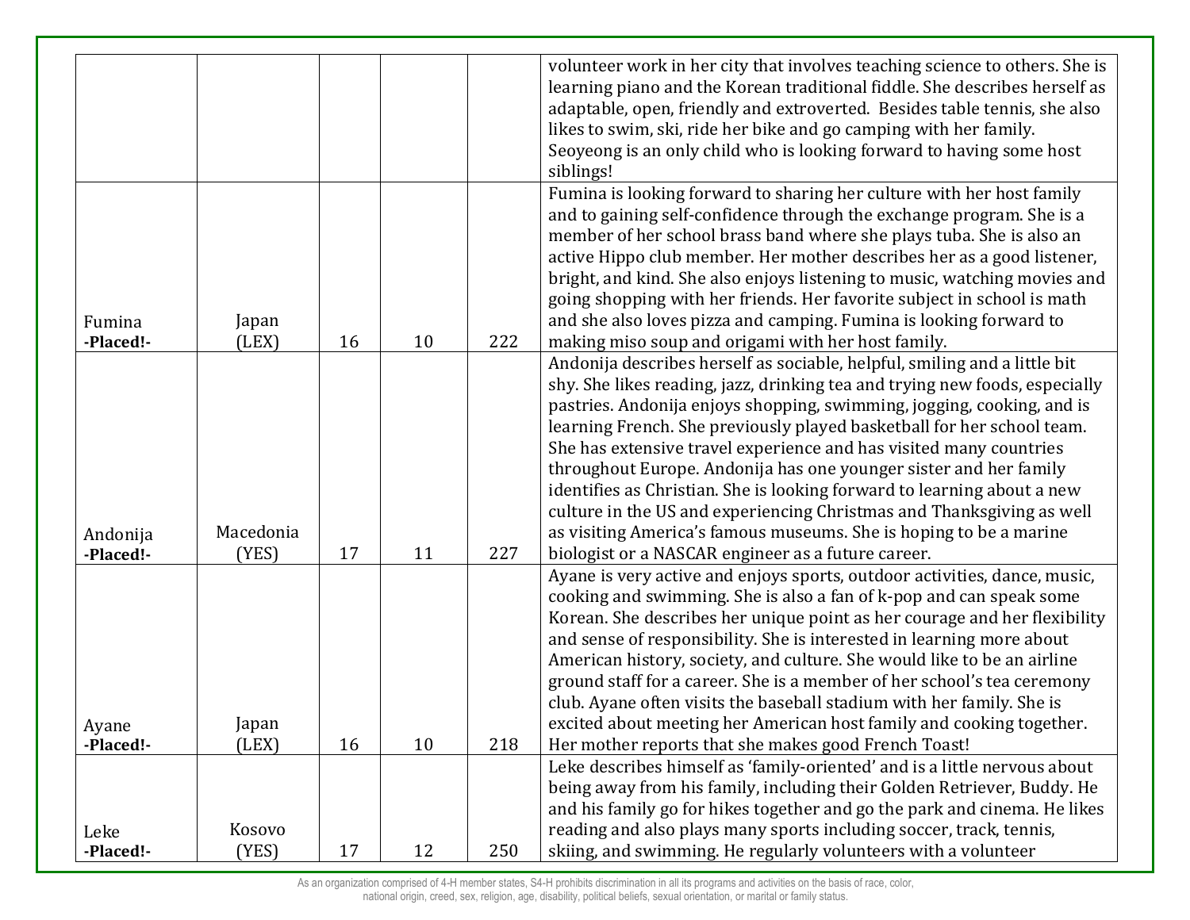| | | | | | |
|---|---|---|---|---|---|
| | | | | | volunteer work in her city that involves teaching science to others. She is learning piano and the Korean traditional fiddle. She describes herself as adaptable, open, friendly and extroverted. Besides table tennis, she also likes to swim, ski, ride her bike and go camping with her family. Seoyeong is an only child who is looking forward to having some host siblings! |
| Fumina **-Placed!-** | Japan (LEX) | 16 | 10 | 222 | Fumina is looking forward to sharing her culture with her host family and to gaining self-confidence through the exchange program. She is a member of her school brass band where she plays tuba. She is also an active Hippo club member. Her mother describes her as a good listener, bright, and kind. She also enjoys listening to music, watching movies and going shopping with her friends. Her favorite subject in school is math and she also loves pizza and camping. Fumina is looking forward to making miso soup and origami with her host family. |
| Andonija **-Placed!-** | Macedonia (YES) | 17 | 11 | 227 | Andonija describes herself as sociable, helpful, smiling and a little bit shy. She likes reading, jazz, drinking tea and trying new foods, especially pastries. Andonija enjoys shopping, swimming, jogging, cooking, and is learning French. She previously played basketball for her school team. She has extensive travel experience and has visited many countries throughout Europe. Andonija has one younger sister and her family identifies as Christian. She is looking forward to learning about a new culture in the US and experiencing Christmas and Thanksgiving as well as visiting America's famous museums. She is hoping to be a marine biologist or a NASCAR engineer as a future career. |
| Ayane **-Placed!-** | Japan (LEX) | 16 | 10 | 218 | Ayane is very active and enjoys sports, outdoor activities, dance, music, cooking and swimming. She is also a fan of k-pop and can speak some Korean. She describes her unique point as her courage and her flexibility and sense of responsibility. She is interested in learning more about American history, society, and culture. She would like to be an airline ground staff for a career. She is a member of her school's tea ceremony club. Ayane often visits the baseball stadium with her family. She is excited about meeting her American host family and cooking together. Her mother reports that she makes good French Toast! |
| Leke **-Placed!-** | Kosovo (YES) | 17 | 12 | 250 | Leke describes himself as 'family-oriented' and is a little nervous about being away from his family, including their Golden Retriever, Buddy. He and his family go for hikes together and go the park and cinema. He likes reading and also plays many sports including soccer, track, tennis, skiing, and swimming. He regularly volunteers with a volunteer |

As an organization comprised of 4-H member states, S4-H prohibits discrimination in all its programs and activities on the basis of race, color, national origin, creed, sex, religion, age, disability, political beliefs, sexual orientation, or marital or family status.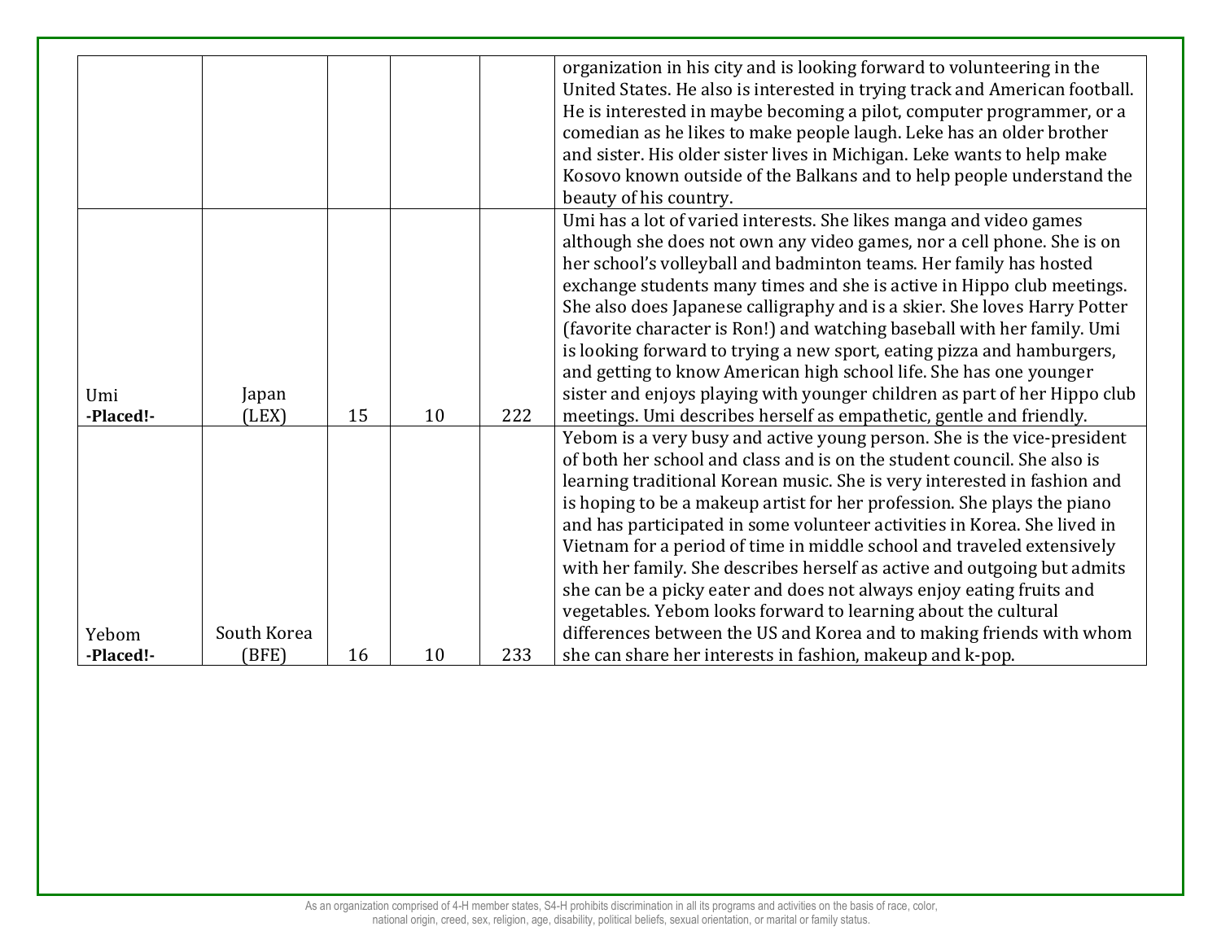| | | | | | |
|---|---|---|---|---|---|
| | | | | | organization in his city and is looking forward to volunteering in the United States. He also is interested in trying track and American football. He is interested in maybe becoming a pilot, computer programmer, or a comedian as he likes to make people laugh. Leke has an older brother and sister. His older sister lives in Michigan. Leke wants to help make Kosovo known outside of the Balkans and to help people understand the beauty of his country. |
| Umi **-Placed!-** | Japan (LEX) | 15 | 10 | 222 | Umi has a lot of varied interests. She likes manga and video games although she does not own any video games, nor a cell phone. She is on her school's volleyball and badminton teams. Her family has hosted exchange students many times and she is active in Hippo club meetings. She also does Japanese calligraphy and is a skier. She loves Harry Potter (favorite character is Ron!) and watching baseball with her family. Umi is looking forward to trying a new sport, eating pizza and hamburgers, and getting to know American high school life. She has one younger sister and enjoys playing with younger children as part of her Hippo club meetings. Umi describes herself as empathetic, gentle and friendly. |
| Yebom **-Placed!-** | South Korea (BFE) | 16 | 10 | 233 | Yebom is a very busy and active young person. She is the vice-president of both her school and class and is on the student council. She also is learning traditional Korean music. She is very interested in fashion and is hoping to be a makeup artist for her profession. She plays the piano and has participated in some volunteer activities in Korea. She lived in Vietnam for a period of time in middle school and traveled extensively with her family. She describes herself as active and outgoing but admits she can be a picky eater and does not always enjoy eating fruits and vegetables. Yebom looks forward to learning about the cultural differences between the US and Korea and to making friends with whom she can share her interests in fashion, makeup and k-pop. |

As an organization comprised of 4-H member states, S4-H prohibits discrimination in all its programs and activities on the basis of race, color, national origin, creed, sex, religion, age, disability, political beliefs, sexual orientation, or marital or family status.